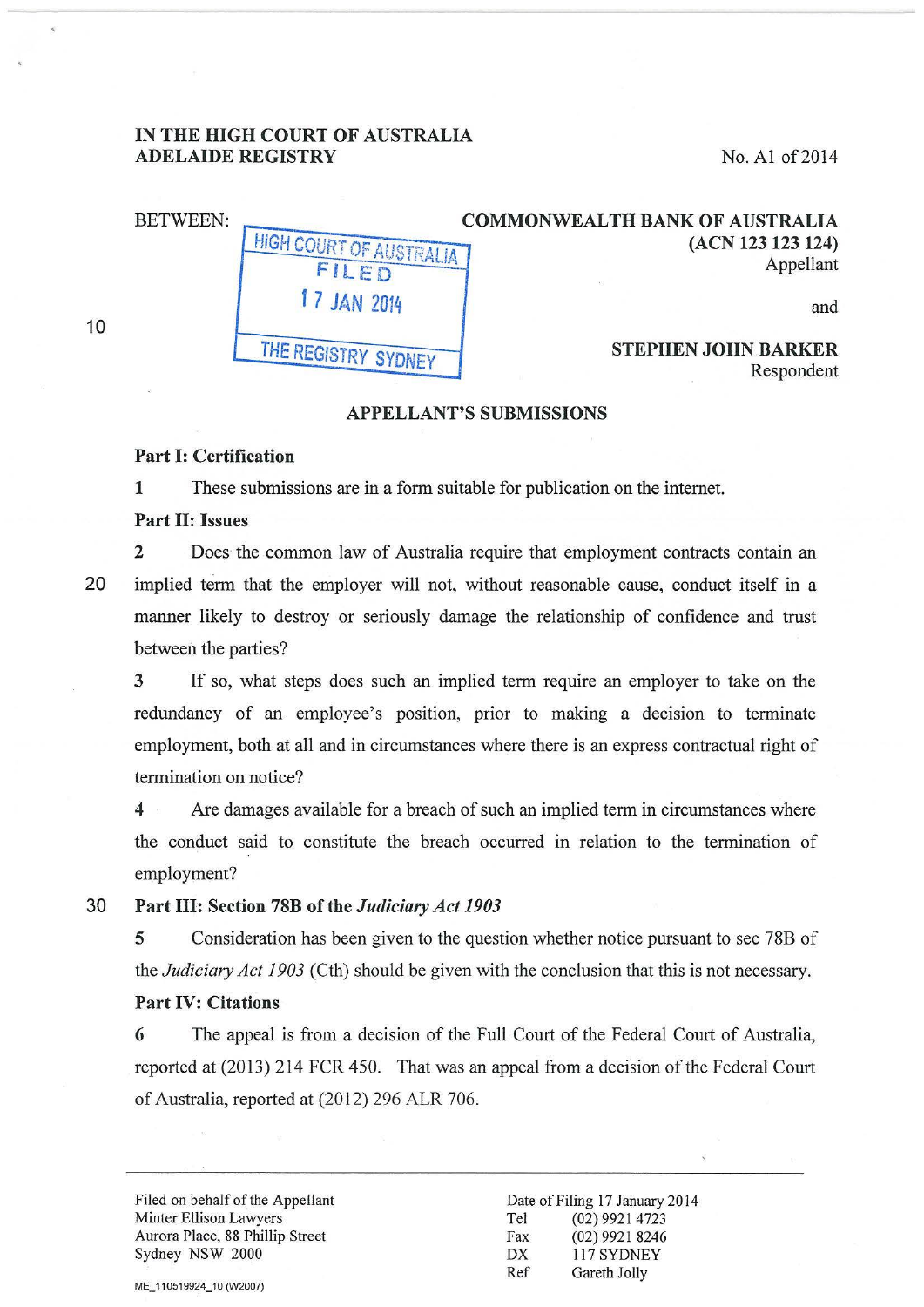**IN THE HIGH COURT OF AUSTRALIA**
**ADELAIDE REGISTRY**

No. A1 of 2014

BETWEEN:

HIGH COURT OF AUSTRALIA
FILED
17 JAN 2014
THE REGISTRY SYDNEY

**COMMONWEALTH BANK OF AUSTRALIA**
**(ACN 123 123 124)**
Appellant

and

**STEPHEN JOHN BARKER**
Respondent

## APPELLANT'S SUBMISSIONS

### Part I: Certification

1 These submissions are in a form suitable for publication on the internet.

### Part II: Issues

2 Does the common law of Australia require that employment contracts contain an implied term that the employer will not, without reasonable cause, conduct itself in a manner likely to destroy or seriously damage the relationship of confidence and trust between the parties?

3 If so, what steps does such an implied term require an employer to take on the redundancy of an employee's position, prior to making a decision to terminate employment, both at all and in circumstances where there is an express contractual right of termination on notice?

4 Are damages available for a breach of such an implied term in circumstances where the conduct said to constitute the breach occurred in relation to the termination of employment?

### Part III: Section 78B of the *Judiciary Act 1903*

5 Consideration has been given to the question whether notice pursuant to sec 78B of the *Judiciary Act 1903* (Cth) should be given with the conclusion that this is not necessary.

### Part IV: Citations

6 The appeal is from a decision of the Full Court of the Federal Court of Australia, reported at (2013) 214 FCR 450. That was an appeal from a decision of the Federal Court of Australia, reported at (2012) 296 ALR 706.

---

Filed on behalf of the Appellant
Minter Ellison Lawyers
Aurora Place, 88 Phillip Street
Sydney NSW 2000

Date of Filing 17 January 2014
Tel (02) 9921 4723
Fax (02) 9921 8246
DX 117 SYDNEY
Ref Gareth Jolly

ME_110519924_10 (W2007)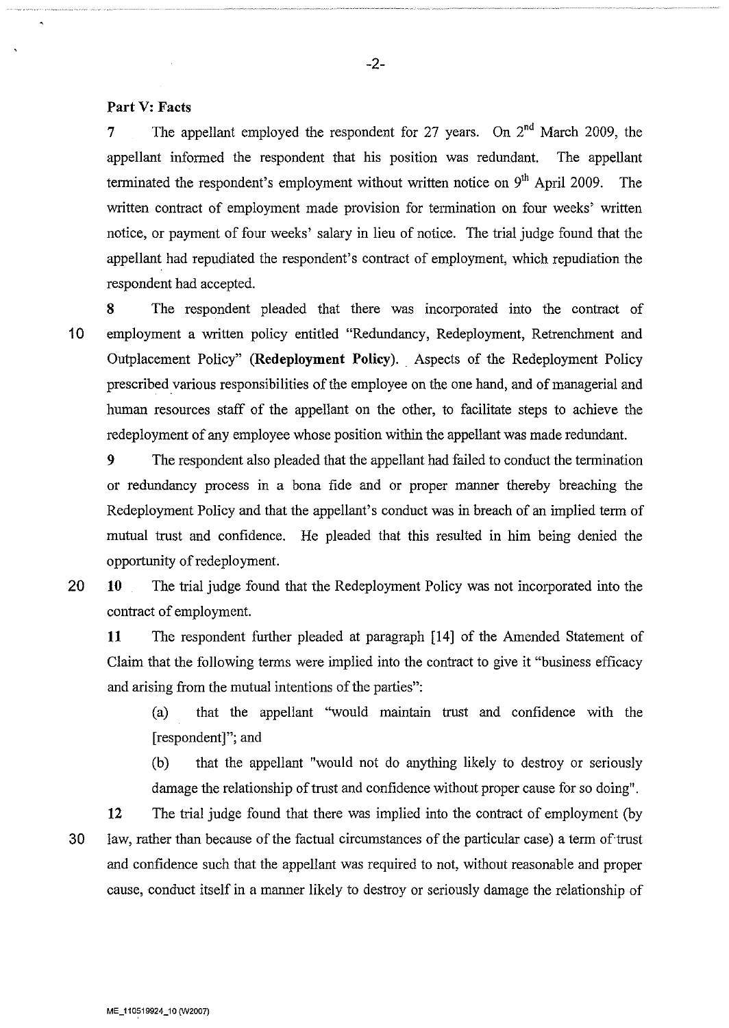## Part V: Facts

**7** The appellant employed the respondent for 27 years. On 2nd March 2009, the appellant informed the respondent that his position was redundant. The appellant terminated the respondent's employment without written notice on 9th April 2009. The written contract of employment made provision for termination on four weeks' written notice, or payment of four weeks' salary in lieu of notice. The trial judge found that the appellant had repudiated the respondent's contract of employment, which repudiation the respondent had accepted.

**8** The respondent pleaded that there was incorporated into the contract of employment a written policy entitled "Redundancy, Redeployment, Retrenchment and Outplacement Policy" **(Redeployment Policy)**. Aspects of the Redeployment Policy prescribed various responsibilities of the employee on the one hand, and of managerial and human resources staff of the appellant on the other, to facilitate steps to achieve the redeployment of any employee whose position within the appellant was made redundant.

**9** The respondent also pleaded that the appellant had failed to conduct the termination or redundancy process in a bona fide and or proper manner thereby breaching the Redeployment Policy and that the appellant's conduct was in breach of an implied term of mutual trust and confidence. He pleaded that this resulted in him being denied the opportunity of redeployment.

**10** The trial judge found that the Redeployment Policy was not incorporated into the contract of employment.

**11** The respondent further pleaded at paragraph [14] of the Amended Statement of Claim that the following terms were implied into the contract to give it "business efficacy and arising from the mutual intentions of the parties":

> (a) that the appellant "would maintain trust and confidence with the [respondent]"; and
>
> (b) that the appellant "would not do anything likely to destroy or seriously damage the relationship of trust and confidence without proper cause for so doing".

**12** The trial judge found that there was implied into the contract of employment (by law, rather than because of the factual circumstances of the particular case) a term of trust and confidence such that the appellant was required to not, without reasonable and proper cause, conduct itself in a manner likely to destroy or seriously damage the relationship of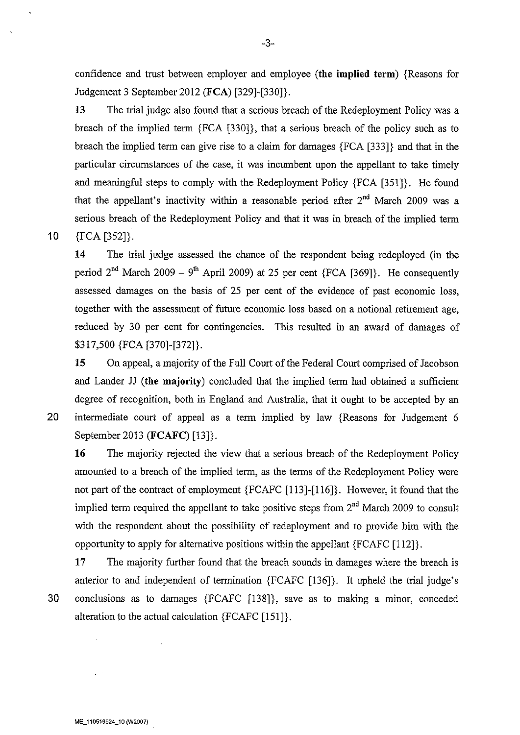confidence and trust between employer and employee (**the implied term**) {Reasons for Judgement 3 September 2012 (**FCA**) [329]-[330]}.

**13** The trial judge also found that a serious breach of the Redeployment Policy was a breach of the implied term {FCA [330]}, that a serious breach of the policy such as to breach the implied term can give rise to a claim for damages {FCA [333]} and that in the particular circumstances of the case, it was incumbent upon the appellant to take timely and meaningful steps to comply with the Redeployment Policy {FCA [351]}. He found that the appellant's inactivity within a reasonable period after 2nd March 2009 was a serious breach of the Redeployment Policy and that it was in breach of the implied term {FCA [352]}.

**14** The trial judge assessed the chance of the respondent being redeployed (in the period 2nd March 2009 – 9th April 2009) at 25 per cent {FCA [369]}. He consequently assessed damages on the basis of 25 per cent of the evidence of past economic loss, together with the assessment of future economic loss based on a notional retirement age, reduced by 30 per cent for contingencies. This resulted in an award of damages of $317,500 {FCA [370]-[372]}.

**15** On appeal, a majority of the Full Court of the Federal Court comprised of Jacobson and Lander JJ (**the majority**) concluded that the implied term had obtained a sufficient degree of recognition, both in England and Australia, that it ought to be accepted by an intermediate court of appeal as a term implied by law {Reasons for Judgement 6 September 2013 (**FCAFC**) [13]}.

**16** The majority rejected the view that a serious breach of the Redeployment Policy amounted to a breach of the implied term, as the terms of the Redeployment Policy were not part of the contract of employment {FCAFC [113]-[116]}. However, it found that the implied term required the appellant to take positive steps from 2nd March 2009 to consult with the respondent about the possibility of redeployment and to provide him with the opportunity to apply for alternative positions within the appellant {FCAFC [112]}.

**17** The majority further found that the breach sounds in damages where the breach is anterior to and independent of termination {FCAFC [136]}. It upheld the trial judge's conclusions as to damages {FCAFC [138]}, save as to making a minor, conceded alteration to the actual calculation {FCAFC [151]}.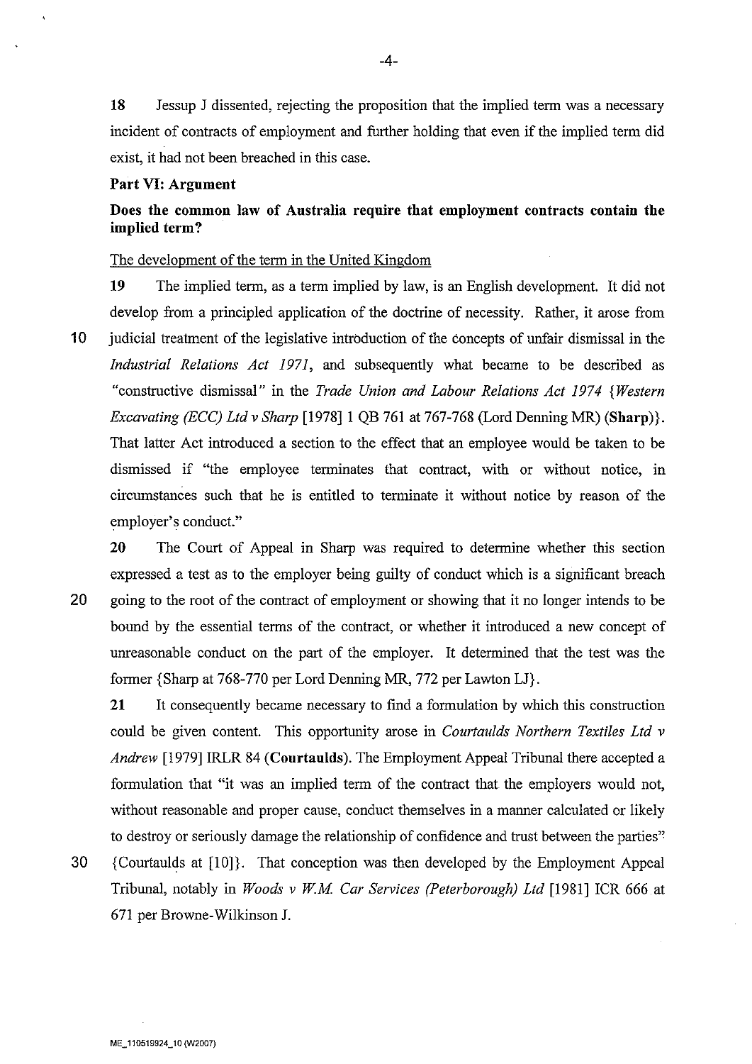**18** Jessup J dissented, rejecting the proposition that the implied term was a necessary incident of contracts of employment and further holding that even if the implied term did exist, it had not been breached in this case.

**Part VI: Argument**

**Does the common law of Australia require that employment contracts contain the implied term?**

The development of the term in the United Kingdom

**19** The implied term, as a term implied by law, is an English development. It did not develop from a principled application of the doctrine of necessity. Rather, it arose from judicial treatment of the legislative introduction of the concepts of unfair dismissal in the *Industrial Relations Act 1971*, and subsequently what became to be described as "constructive dismissal" in the *Trade Union and Labour Relations Act 1974* {*Western Excavating (ECC) Ltd v Sharp* [1978] 1 QB 761 at 767-768 (Lord Denning MR) (**Sharp**)}. That latter Act introduced a section to the effect that an employee would be taken to be dismissed if "the employee terminates that contract, with or without notice, in circumstances such that he is entitled to terminate it without notice by reason of the employer's conduct."

**20** The Court of Appeal in Sharp was required to determine whether this section expressed a test as to the employer being guilty of conduct which is a significant breach going to the root of the contract of employment or showing that it no longer intends to be bound by the essential terms of the contract, or whether it introduced a new concept of unreasonable conduct on the part of the employer. It determined that the test was the former {Sharp at 768-770 per Lord Denning MR, 772 per Lawton LJ}.

**21** It consequently became necessary to find a formulation by which this construction could be given content. This opportunity arose in *Courtaulds Northern Textiles Ltd v Andrew* [1979] IRLR 84 (**Courtaulds**). The Employment Appeal Tribunal there accepted a formulation that "it was an implied term of the contract that the employers would not, without reasonable and proper cause, conduct themselves in a manner calculated or likely to destroy or seriously damage the relationship of confidence and trust between the parties" {Courtaulds at [10]}. That conception was then developed by the Employment Appeal Tribunal, notably in *Woods v W.M. Car Services (Peterborough) Ltd* [1981] ICR 666 at 671 per Browne-Wilkinson J.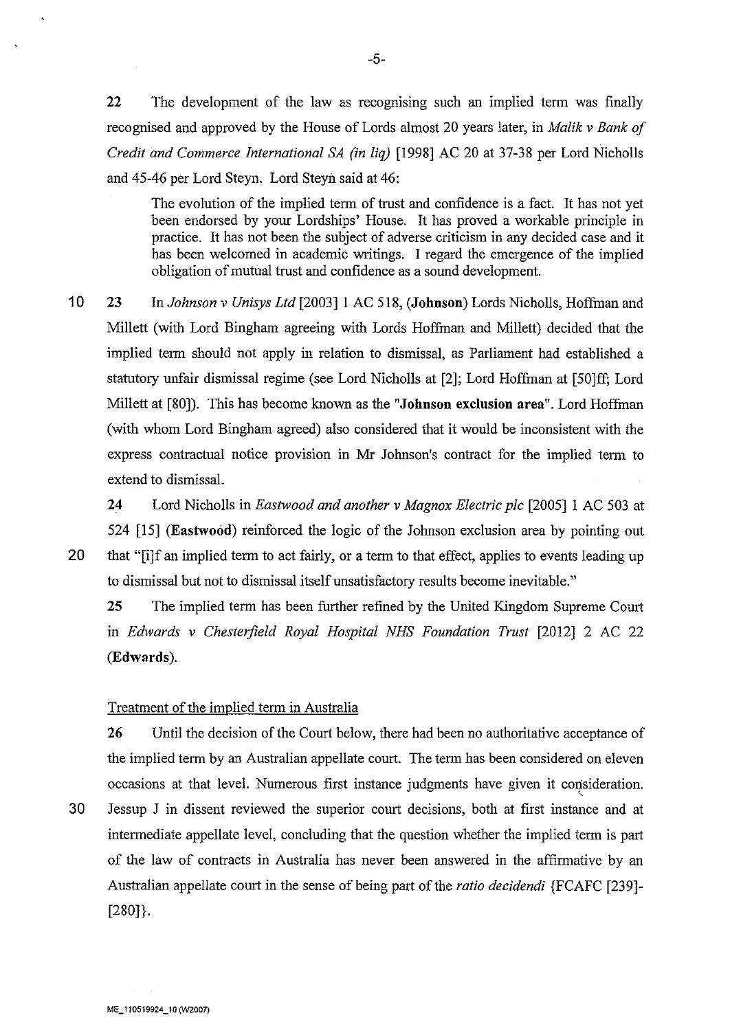22 The development of the law as recognising such an implied term was finally recognised and approved by the House of Lords almost 20 years later, in *Malik v Bank of Credit and Commerce International SA (in liq)* [1998] AC 20 at 37-38 per Lord Nicholls and 45-46 per Lord Steyn. Lord Steyn said at 46:

> The evolution of the implied term of trust and confidence is a fact. It has not yet been endorsed by your Lordships' House. It has proved a workable principle in practice. It has not been the subject of adverse criticism in any decided case and it has been welcomed in academic writings. I regard the emergence of the implied obligation of mutual trust and confidence as a sound development.

23 In *Johnson v Unisys Ltd* [2003] 1 AC 518, (**Johnson**) Lords Nicholls, Hoffman and Millett (with Lord Bingham agreeing with Lords Hoffman and Millett) decided that the implied term should not apply in relation to dismissal, as Parliament had established a statutory unfair dismissal regime (see Lord Nicholls at [2]; Lord Hoffman at [50]ff; Lord Millett at [80]). This has become known as the "**Johnson exclusion area**". Lord Hoffman (with whom Lord Bingham agreed) also considered that it would be inconsistent with the express contractual notice provision in Mr Johnson's contract for the implied term to extend to dismissal.

24 Lord Nicholls in *Eastwood and another v Magnox Electric plc* [2005] 1 AC 503 at 524 [15] (**Eastwood**) reinforced the logic of the Johnson exclusion area by pointing out that "[i]f an implied term to act fairly, or a term to that effect, applies to events leading up to dismissal but not to dismissal itself unsatisfactory results become inevitable."

25 The implied term has been further refined by the United Kingdom Supreme Court in *Edwards v Chesterfield Royal Hospital NHS Foundation Trust* [2012] 2 AC 22 (**Edwards**).

Treatment of the implied term in Australia

26 Until the decision of the Court below, there had been no authoritative acceptance of the implied term by an Australian appellate court. The term has been considered on eleven occasions at that level. Numerous first instance judgments have given it consideration. Jessup J in dissent reviewed the superior court decisions, both at first instance and at intermediate appellate level, concluding that the question whether the implied term is part of the law of contracts in Australia has never been answered in the affirmative by an Australian appellate court in the sense of being part of the *ratio decidendi* {FCAFC [239]-[280]}.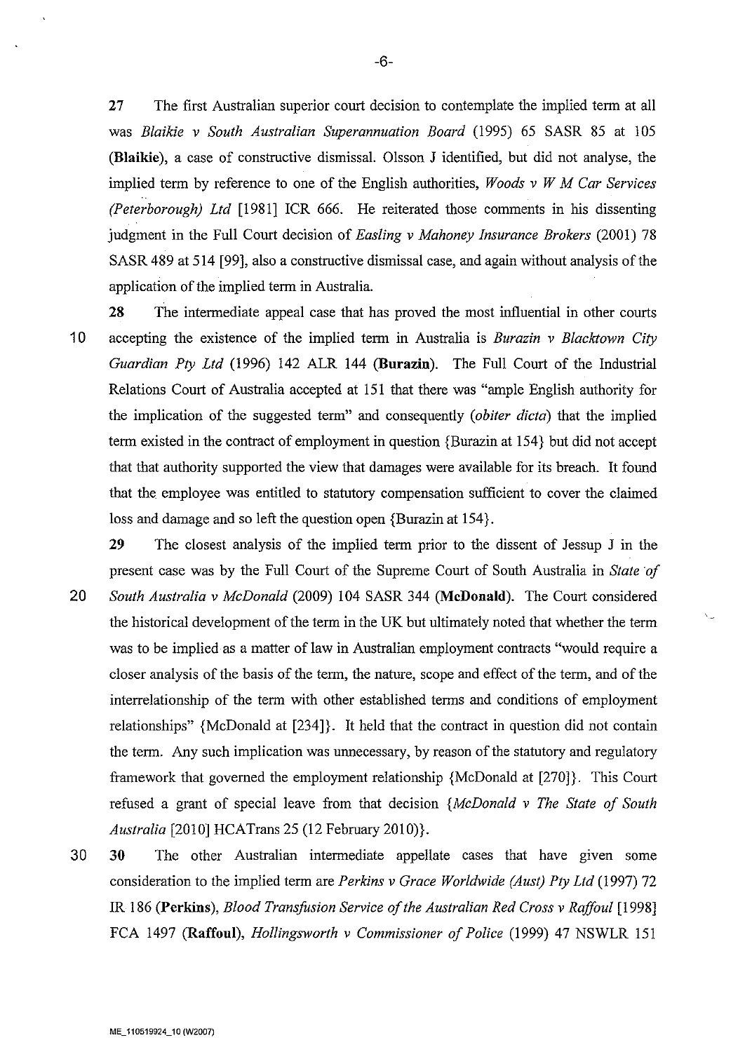**27** The first Australian superior court decision to contemplate the implied term at all was *Blaikie v South Australian Superannuation Board* (1995) 65 SASR 85 at 105 (**Blaikie**), a case of constructive dismissal. Olsson J identified, but did not analyse, the implied term by reference to one of the English authorities, *Woods v W M Car Services (Peterborough) Ltd* [1981] ICR 666. He reiterated those comments in his dissenting judgment in the Full Court decision of *Easling v Mahoney Insurance Brokers* (2001) 78 SASR 489 at 514 [99], also a constructive dismissal case, and again without analysis of the application of the implied term in Australia.

**28** The intermediate appeal case that has proved the most influential in other courts accepting the existence of the implied term in Australia is *Burazin v Blacktown City Guardian Pty Ltd* (1996) 142 ALR 144 (**Burazin**). The Full Court of the Industrial Relations Court of Australia accepted at 151 that there was "ample English authority for the implication of the suggested term" and consequently (*obiter dicta*) that the implied term existed in the contract of employment in question {Burazin at 154} but did not accept that that authority supported the view that damages were available for its breach. It found that the employee was entitled to statutory compensation sufficient to cover the claimed loss and damage and so left the question open {Burazin at 154}.

**29** The closest analysis of the implied term prior to the dissent of Jessup J in the present case was by the Full Court of the Supreme Court of South Australia in *State of South Australia v McDonald* (2009) 104 SASR 344 (**McDonald**). The Court considered the historical development of the term in the UK but ultimately noted that whether the term was to be implied as a matter of law in Australian employment contracts "would require a closer analysis of the basis of the term, the nature, scope and effect of the term, and of the interrelationship of the term with other established terms and conditions of employment relationships" {McDonald at [234]}. It held that the contract in question did not contain the term. Any such implication was unnecessary, by reason of the statutory and regulatory framework that governed the employment relationship {McDonald at [270]}. This Court refused a grant of special leave from that decision {*McDonald v The State of South Australia* [2010] HCATrans 25 (12 February 2010)}.

**30** The other Australian intermediate appellate cases that have given some consideration to the implied term are *Perkins v Grace Worldwide (Aust) Pty Ltd* (1997) 72 IR 186 (**Perkins**), *Blood Transfusion Service of the Australian Red Cross v Raffoul* [1998] FCA 1497 (**Raffoul**), *Hollingsworth v Commissioner of Police* (1999) 47 NSWLR 151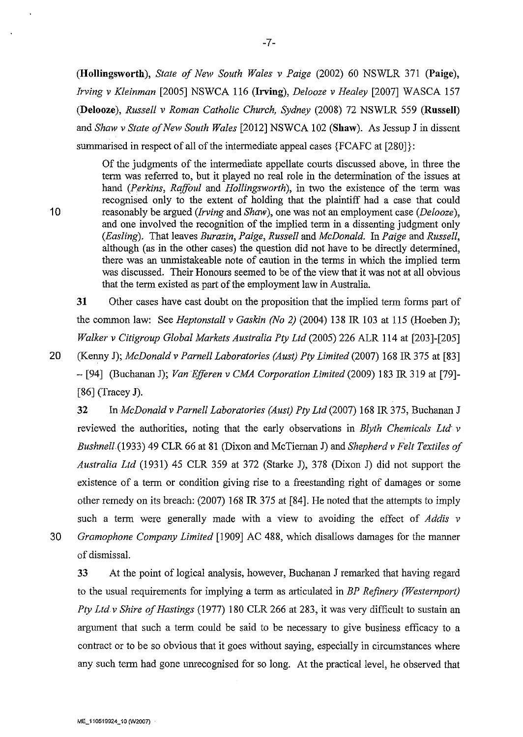(**Hollingsworth**), *State of New South Wales v Paige* (2002) 60 NSWLR 371 (**Paige**), *Irving v Kleinman* [2005] NSWCA 116 (**Irving**), *Delooze v Healey* [2007] WASCA 157 (**Delooze**), *Russell v Roman Catholic Church, Sydney* (2008) 72 NSWLR 559 (**Russell**) and *Shaw v State of New South Wales* [2012] NSWCA 102 (**Shaw**). As Jessup J in dissent summarised in respect of all of the intermediate appeal cases {FCAFC at [280]}:

> Of the judgments of the intermediate appellate courts discussed above, in three the term was referred to, but it played no real role in the determination of the issues at hand (*Perkins*, *Raffoul* and *Hollingsworth*), in two the existence of the term was recognised only to the extent of holding that the plaintiff had a case that could reasonably be argued (*Irving* and *Shaw*), one was not an employment case (*Delooze*), and one involved the recognition of the implied term in a dissenting judgment only (*Easling*). That leaves *Burazin*, *Paige*, *Russell* and *McDonald*. In *Paige* and *Russell*, although (as in the other cases) the question did not have to be directly determined, there was an unmistakeable note of caution in the terms in which the implied term was discussed. Their Honours seemed to be of the view that it was not at all obvious that the term existed as part of the employment law in Australia.

**31** Other cases have cast doubt on the proposition that the implied term forms part of the common law: See *Heptonstall v Gaskin (No 2)* (2004) 138 IR 103 at 115 (Hoeben J); *Walker v Citigroup Global Markets Australia Pty Ltd* (2005) 226 ALR 114 at [203]-[205] (Kenny J); *McDonald v Parnell Laboratories (Aust) Pty Limited* (2007) 168 IR 375 at [83] – [94] (Buchanan J); *Van Efferen v CMA Corporation Limited* (2009) 183 IR 319 at [79]-[86] (Tracey J).

**32** In *McDonald v Parnell Laboratories (Aust) Pty Ltd* (2007) 168 IR 375, Buchanan J reviewed the authorities, noting that the early observations in *Blyth Chemicals Ltd v Bushnell* (1933) 49 CLR 66 at 81 (Dixon and McTiernan J) and *Shepherd v Felt Textiles of Australia Ltd* (1931) 45 CLR 359 at 372 (Starke J), 378 (Dixon J) did not support the existence of a term or condition giving rise to a freestanding right of damages or some other remedy on its breach: (2007) 168 IR 375 at [84]. He noted that the attempts to imply such a term were generally made with a view to avoiding the effect of *Addis v Gramophone Company Limited* [1909] AC 488, which disallows damages for the manner of dismissal.

**33** At the point of logical analysis, however, Buchanan J remarked that having regard to the usual requirements for implying a term as articulated in *BP Refinery (Westernport) Pty Ltd v Shire of Hastings* (1977) 180 CLR 266 at 283, it was very difficult to sustain an argument that such a term could be said to be necessary to give business efficacy to a contract or to be so obvious that it goes without saying, especially in circumstances where any such term had gone unrecognised for so long. At the practical level, he observed that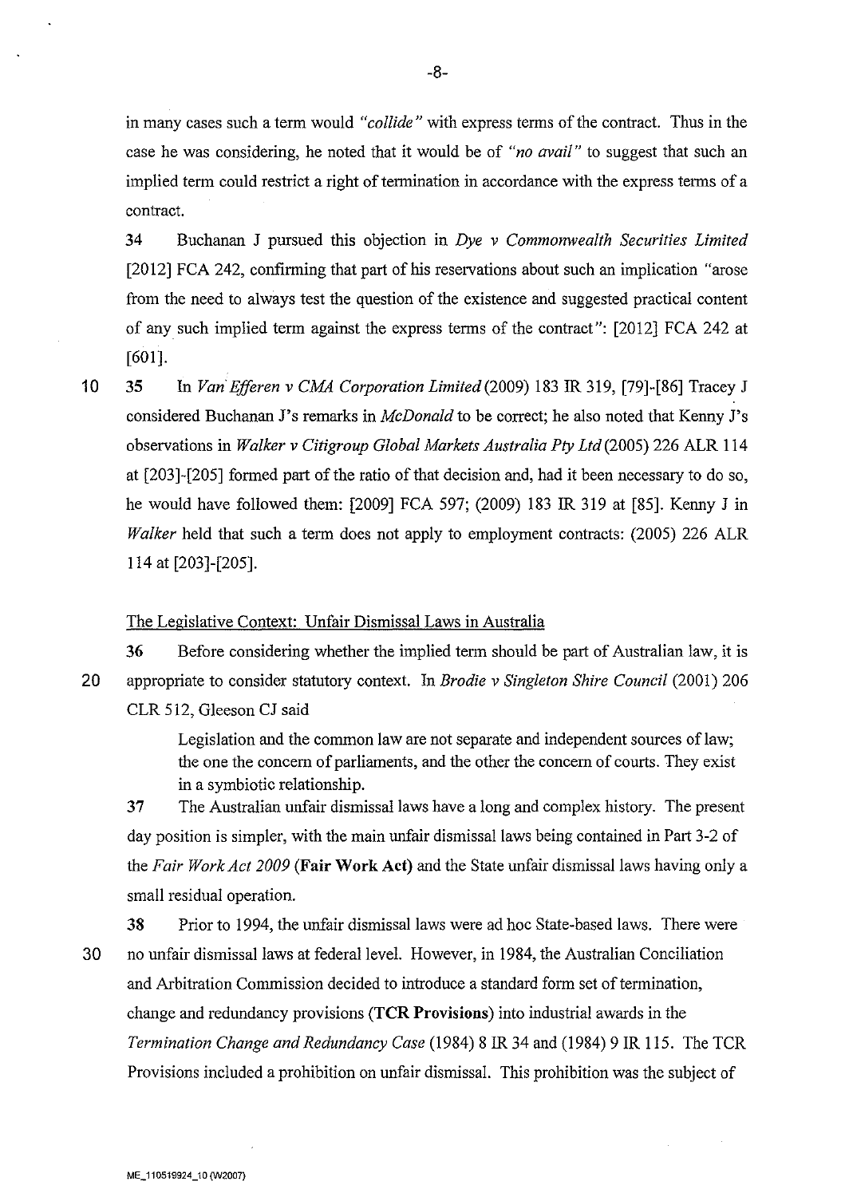in many cases such a term would *"collide"* with express terms of the contract. Thus in the case he was considering, he noted that it would be of *"no avail"* to suggest that such an implied term could restrict a right of termination in accordance with the express terms of a contract.

34 Buchanan J pursued this objection in *Dye v Commonwealth Securities Limited* [2012] FCA 242, confirming that part of his reservations about such an implication "arose from the need to always test the question of the existence and suggested practical content of any such implied term against the express terms of the contract": [2012] FCA 242 at [601].

35 In *Van Efferen v CMA Corporation Limited* (2009) 183 IR 319, [79]-[86] Tracey J considered Buchanan J's remarks in *McDonald* to be correct; he also noted that Kenny J's observations in *Walker v Citigroup Global Markets Australia Pty Ltd* (2005) 226 ALR 114 at [203]-[205] formed part of the ratio of that decision and, had it been necessary to do so, he would have followed them: [2009] FCA 597; (2009) 183 IR 319 at [85]. Kenny J in *Walker* held that such a term does not apply to employment contracts: (2005) 226 ALR 114 at [203]-[205].

## The Legislative Context: Unfair Dismissal Laws in Australia

36 Before considering whether the implied term should be part of Australian law, it is appropriate to consider statutory context. In *Brodie v Singleton Shire Council* (2001) 206 CLR 512, Gleeson CJ said

> Legislation and the common law are not separate and independent sources of law; the one the concern of parliaments, and the other the concern of courts. They exist in a symbiotic relationship.

37 The Australian unfair dismissal laws have a long and complex history. The present day position is simpler, with the main unfair dismissal laws being contained in Part 3-2 of the *Fair Work Act 2009* (**Fair Work Act**) and the State unfair dismissal laws having only a small residual operation.

38 Prior to 1994, the unfair dismissal laws were ad hoc State-based laws. There were no unfair dismissal laws at federal level. However, in 1984, the Australian Conciliation and Arbitration Commission decided to introduce a standard form set of termination, change and redundancy provisions (**TCR Provisions**) into industrial awards in the *Termination Change and Redundancy Case* (1984) 8 IR 34 and (1984) 9 IR 115. The TCR Provisions included a prohibition on unfair dismissal. This prohibition was the subject of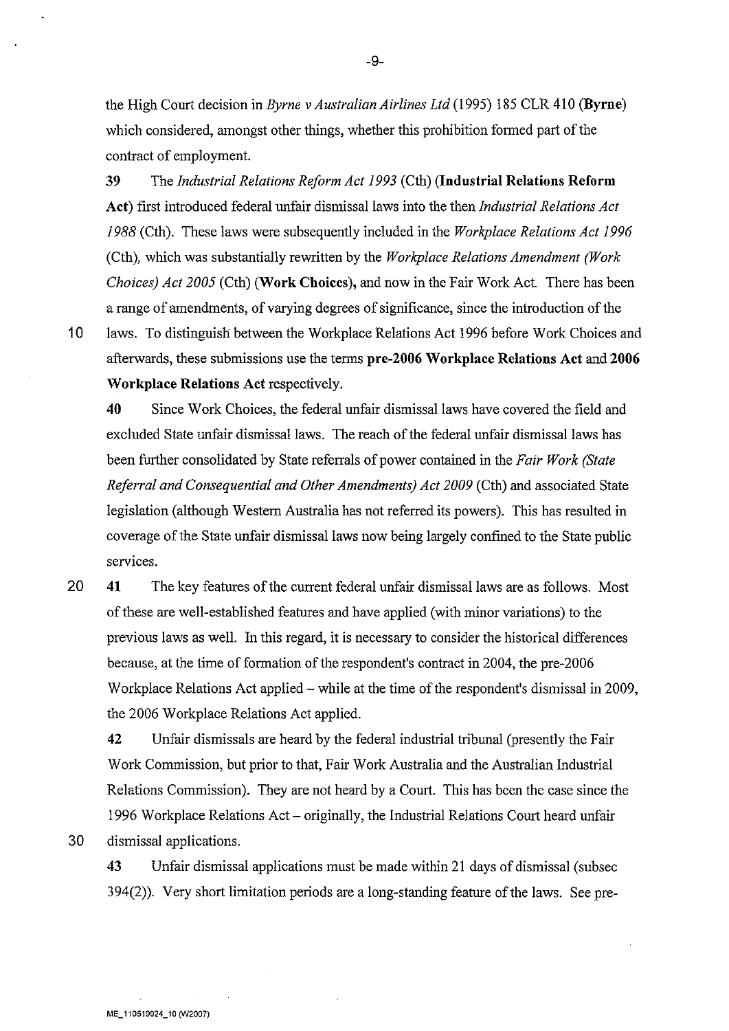the High Court decision in *Byrne v Australian Airlines Ltd* (1995) 185 CLR 410 (**Byrne**) which considered, amongst other things, whether this prohibition formed part of the contract of employment.

**39** The *Industrial Relations Reform Act 1993* (Cth) (**Industrial Relations Reform Act**) first introduced federal unfair dismissal laws into the then *Industrial Relations Act 1988* (Cth). These laws were subsequently included in the *Workplace Relations Act 1996* (Cth), which was substantially rewritten by the *Workplace Relations Amendment (Work Choices) Act 2005* (Cth) (**Work Choices**), and now in the Fair Work Act. There has been a range of amendments, of varying degrees of significance, since the introduction of the laws. To distinguish between the Workplace Relations Act 1996 before Work Choices and afterwards, these submissions use the terms **pre-2006 Workplace Relations Act** and **2006 Workplace Relations Act** respectively.

**40** Since Work Choices, the federal unfair dismissal laws have covered the field and excluded State unfair dismissal laws. The reach of the federal unfair dismissal laws has been further consolidated by State referrals of power contained in the *Fair Work (State Referral and Consequential and Other Amendments) Act 2009* (Cth) and associated State legislation (although Western Australia has not referred its powers). This has resulted in coverage of the State unfair dismissal laws now being largely confined to the State public services.

**41** The key features of the current federal unfair dismissal laws are as follows. Most of these are well-established features and have applied (with minor variations) to the previous laws as well. In this regard, it is necessary to consider the historical differences because, at the time of formation of the respondent's contract in 2004, the pre-2006 Workplace Relations Act applied – while at the time of the respondent's dismissal in 2009, the 2006 Workplace Relations Act applied.

**42** Unfair dismissals are heard by the federal industrial tribunal (presently the Fair Work Commission, but prior to that, Fair Work Australia and the Australian Industrial Relations Commission). They are not heard by a Court. This has been the case since the 1996 Workplace Relations Act – originally, the Industrial Relations Court heard unfair dismissal applications.

**43** Unfair dismissal applications must be made within 21 days of dismissal (subsec 394(2)). Very short limitation periods are a long-standing feature of the laws. See pre-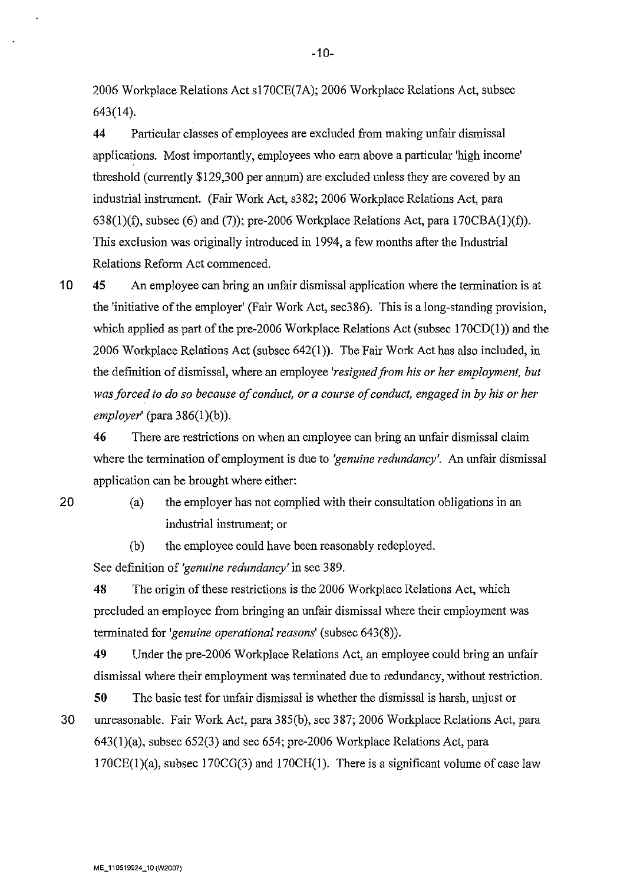2006 Workplace Relations Act s170CE(7A); 2006 Workplace Relations Act, subsec 643(14).

**44** Particular classes of employees are excluded from making unfair dismissal applications. Most importantly, employees who earn above a particular 'high income' threshold (currently $129,300 per annum) are excluded unless they are covered by an industrial instrument. (Fair Work Act, s382; 2006 Workplace Relations Act, para 638(1)(f), subsec (6) and (7)); pre-2006 Workplace Relations Act, para 170CBA(1)(f)). This exclusion was originally introduced in 1994, a few months after the Industrial Relations Reform Act commenced.

**45** An employee can bring an unfair dismissal application where the termination is at the 'initiative of the employer' (Fair Work Act, sec386). This is a long-standing provision, which applied as part of the pre-2006 Workplace Relations Act (subsec 170CD(1)) and the 2006 Workplace Relations Act (subsec 642(1)). The Fair Work Act has also included, in the definition of dismissal, where an employee '*resigned from his or her employment, but was forced to do so because of conduct, or a course of conduct, engaged in by his or her employer*' (para 386(1)(b)).

**46** There are restrictions on when an employee can bring an unfair dismissal claim where the termination of employment is due to *'genuine redundancy'*. An unfair dismissal application can be brought where either:

(a) the employer has not complied with their consultation obligations in an industrial instrument; or

(b) the employee could have been reasonably redeployed.

See definition of *'genuine redundancy'* in sec 389.

**48** The origin of these restrictions is the 2006 Workplace Relations Act, which precluded an employee from bringing an unfair dismissal where their employment was terminated for *'genuine operational reasons'* (subsec 643(8)).

**49** Under the pre-2006 Workplace Relations Act, an employee could bring an unfair dismissal where their employment was terminated due to redundancy, without restriction.

**50** The basic test for unfair dismissal is whether the dismissal is harsh, unjust or unreasonable. Fair Work Act, para 385(b), sec 387; 2006 Workplace Relations Act, para 643(1)(a), subsec 652(3) and sec 654; pre-2006 Workplace Relations Act, para 170CE(1)(a), subsec 170CG(3) and 170CH(1). There is a significant volume of case law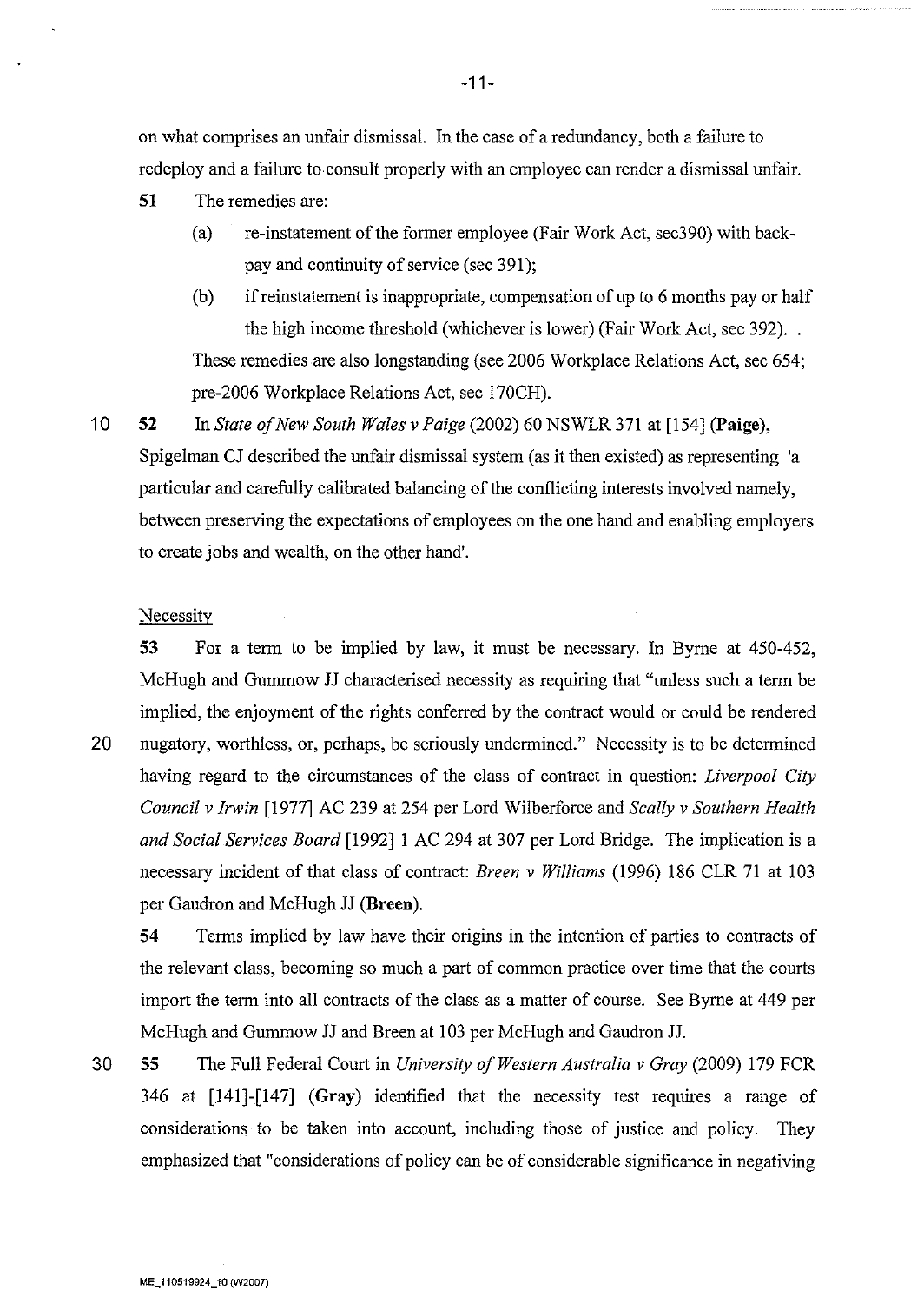on what comprises an unfair dismissal. In the case of a redundancy, both a failure to redeploy and a failure to consult properly with an employee can render a dismissal unfair.

**51** The remedies are:

(a) re-instatement of the former employee (Fair Work Act, sec390) with back-pay and continuity of service (sec 391);

(b) if reinstatement is inappropriate, compensation of up to 6 months pay or half the high income threshold (whichever is lower) (Fair Work Act, sec 392). .

These remedies are also longstanding (see 2006 Workplace Relations Act, sec 654; pre-2006 Workplace Relations Act, sec 170CH).

**52** In *State of New South Wales v Paige* (2002) 60 NSWLR 371 at [154] (**Paige**), Spigelman CJ described the unfair dismissal system (as it then existed) as representing 'a particular and carefully calibrated balancing of the conflicting interests involved namely, between preserving the expectations of employees on the one hand and enabling employers to create jobs and wealth, on the other hand'.

Necessity

**53** For a term to be implied by law, it must be necessary. In Byrne at 450-452, McHugh and Gummow JJ characterised necessity as requiring that "unless such a term be implied, the enjoyment of the rights conferred by the contract would or could be rendered nugatory, worthless, or, perhaps, be seriously undermined." Necessity is to be determined having regard to the circumstances of the class of contract in question: *Liverpool City Council v Irwin* [1977] AC 239 at 254 per Lord Wilberforce and *Scally v Southern Health and Social Services Board* [1992] 1 AC 294 at 307 per Lord Bridge. The implication is a necessary incident of that class of contract: *Breen v Williams* (1996) 186 CLR 71 at 103 per Gaudron and McHugh JJ (**Breen**).

**54** Terms implied by law have their origins in the intention of parties to contracts of the relevant class, becoming so much a part of common practice over time that the courts import the term into all contracts of the class as a matter of course. See Byrne at 449 per McHugh and Gummow JJ and Breen at 103 per McHugh and Gaudron JJ.

**55** The Full Federal Court in *University of Western Australia v Gray* (2009) 179 FCR 346 at [141]-[147] (**Gray**) identified that the necessity test requires a range of considerations to be taken into account, including those of justice and policy. They emphasized that "considerations of policy can be of considerable significance in negativing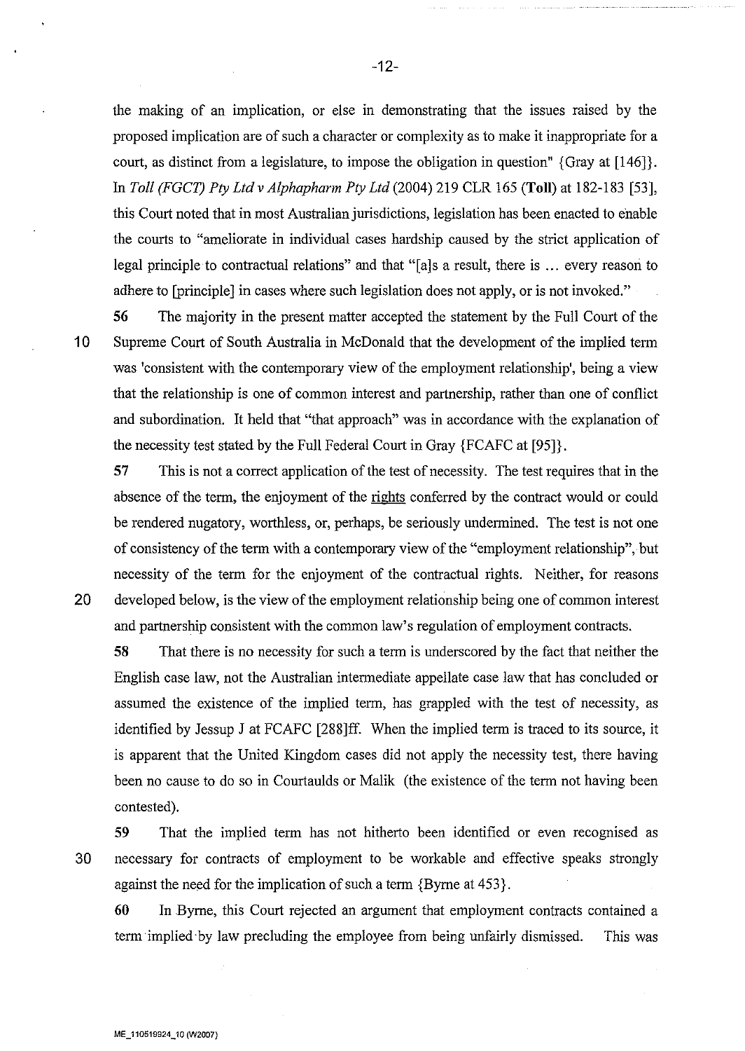the making of an implication, or else in demonstrating that the issues raised by the proposed implication are of such a character or complexity as to make it inappropriate for a court, as distinct from a legislature, to impose the obligation in question" {Gray at [146]}. In *Toll (FGCT) Pty Ltd v Alphapharm Pty Ltd* (2004) 219 CLR 165 (**Toll**) at 182-183 [53], this Court noted that in most Australian jurisdictions, legislation has been enacted to enable the courts to "ameliorate in individual cases hardship caused by the strict application of legal principle to contractual relations" and that "[a]s a result, there is ... every reason to adhere to [principle] in cases where such legislation does not apply, or is not invoked."

56 The majority in the present matter accepted the statement by the Full Court of the Supreme Court of South Australia in McDonald that the development of the implied term was 'consistent with the contemporary view of the employment relationship', being a view that the relationship is one of common interest and partnership, rather than one of conflict and subordination. It held that "that approach" was in accordance with the explanation of the necessity test stated by the Full Federal Court in Gray {FCAFC at [95]}.

57 This is not a correct application of the test of necessity. The test requires that in the absence of the term, the enjoyment of the <u>rights</u> conferred by the contract would or could be rendered nugatory, worthless, or, perhaps, be seriously undermined. The test is not one of consistency of the term with a contemporary view of the "employment relationship", but necessity of the term for the enjoyment of the contractual rights. Neither, for reasons developed below, is the view of the employment relationship being one of common interest and partnership consistent with the common law's regulation of employment contracts.

58 That there is no necessity for such a term is underscored by the fact that neither the English case law, not the Australian intermediate appellate case law that has concluded or assumed the existence of the implied term, has grappled with the test of necessity, as identified by Jessup J at FCAFC [288]ff. When the implied term is traced to its source, it is apparent that the United Kingdom cases did not apply the necessity test, there having been no cause to do so in Courtaulds or Malik (the existence of the term not having been contested).

59 That the implied term has not hitherto been identified or even recognised as necessary for contracts of employment to be workable and effective speaks strongly against the need for the implication of such a term {Byrne at 453}.

60 In Byrne, this Court rejected an argument that employment contracts contained a term implied by law precluding the employee from being unfairly dismissed. This was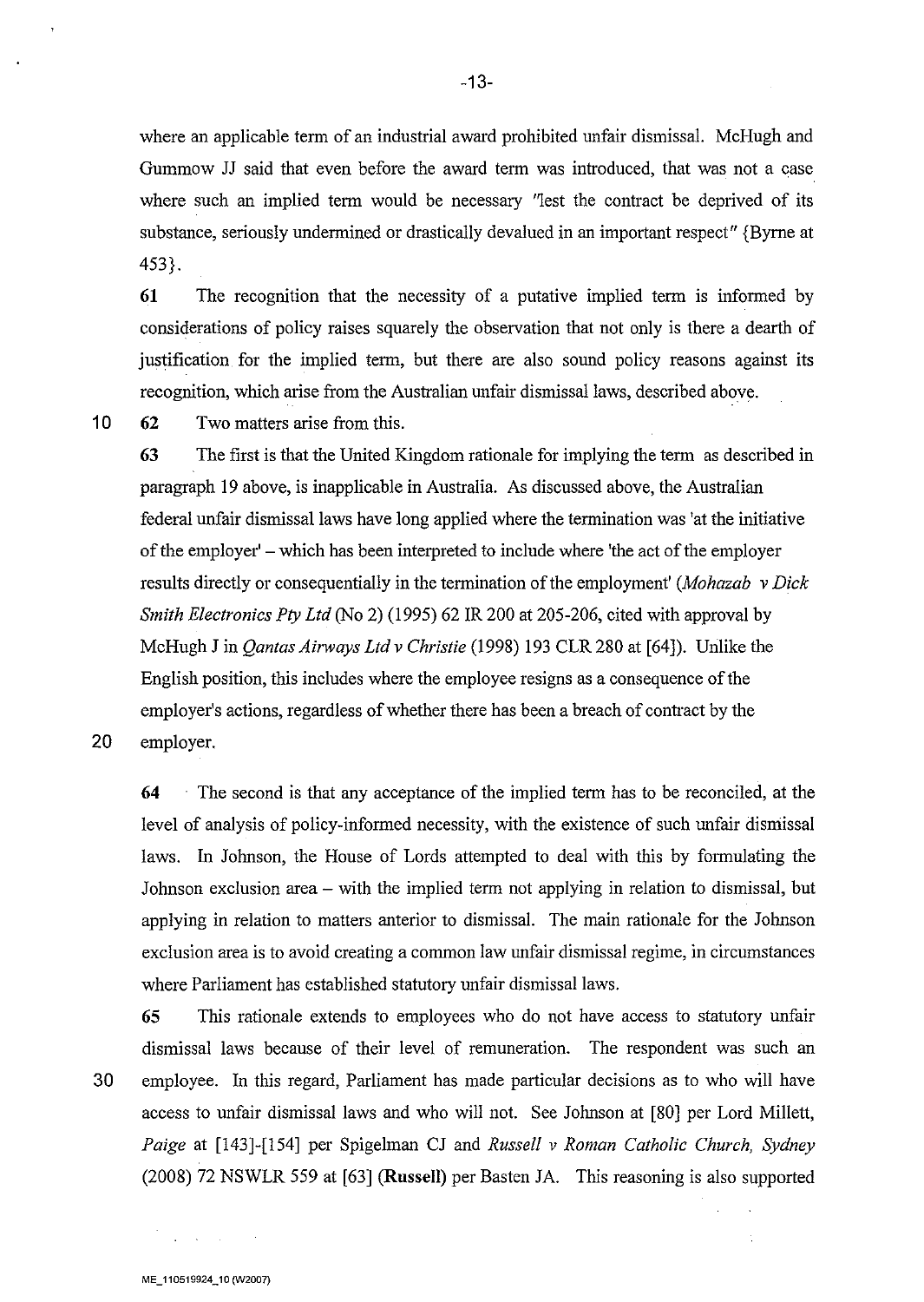where an applicable term of an industrial award prohibited unfair dismissal. McHugh and Gummow JJ said that even before the award term was introduced, that was not a case where such an implied term would be necessary "lest the contract be deprived of its substance, seriously undermined or drastically devalued in an important respect" {Byrne at 453}.

61 The recognition that the necessity of a putative implied term is informed by considerations of policy raises squarely the observation that not only is there a dearth of justification for the implied term, but there are also sound policy reasons against its recognition, which arise from the Australian unfair dismissal laws, described above.

62 Two matters arise from this.

63 The first is that the United Kingdom rationale for implying the term as described in paragraph 19 above, is inapplicable in Australia. As discussed above, the Australian federal unfair dismissal laws have long applied where the termination was 'at the initiative of the employer' – which has been interpreted to include where 'the act of the employer results directly or consequentially in the termination of the employment' (*Mohazab v Dick Smith Electronics Pty Ltd* (No 2) (1995) 62 IR 200 at 205-206, cited with approval by McHugh J in *Qantas Airways Ltd v Christie* (1998) 193 CLR 280 at [64]). Unlike the English position, this includes where the employee resigns as a consequence of the employer's actions, regardless of whether there has been a breach of contract by the employer.

64 The second is that any acceptance of the implied term has to be reconciled, at the level of analysis of policy-informed necessity, with the existence of such unfair dismissal laws. In Johnson, the House of Lords attempted to deal with this by formulating the Johnson exclusion area – with the implied term not applying in relation to dismissal, but applying in relation to matters anterior to dismissal. The main rationale for the Johnson exclusion area is to avoid creating a common law unfair dismissal regime, in circumstances where Parliament has established statutory unfair dismissal laws.

65 This rationale extends to employees who do not have access to statutory unfair dismissal laws because of their level of remuneration. The respondent was such an employee. In this regard, Parliament has made particular decisions as to who will have access to unfair dismissal laws and who will not. See Johnson at [80] per Lord Millett, *Paige* at [143]-[154] per Spigelman CJ and *Russell v Roman Catholic Church, Sydney* (2008) 72 NSWLR 559 at [63] (**Russell**) per Basten JA. This reasoning is also supported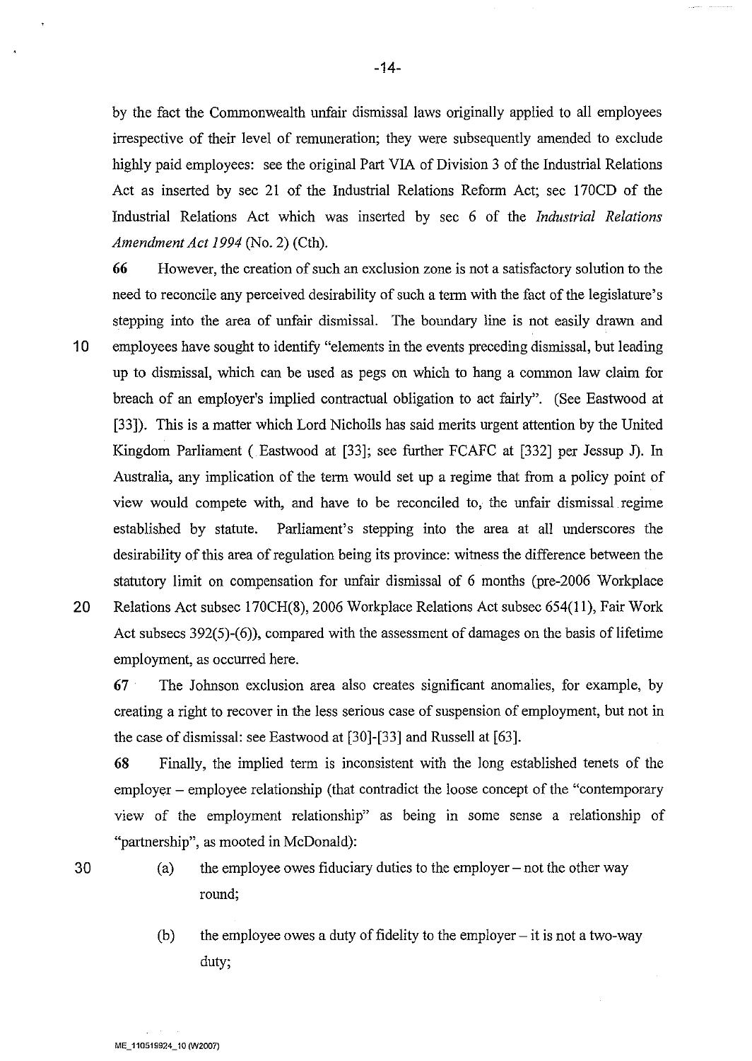by the fact the Commonwealth unfair dismissal laws originally applied to all employees irrespective of their level of remuneration; they were subsequently amended to exclude highly paid employees: see the original Part VIA of Division 3 of the Industrial Relations Act as inserted by sec 21 of the Industrial Relations Reform Act; sec 170CD of the Industrial Relations Act which was inserted by sec 6 of the *Industrial Relations Amendment Act 1994* (No. 2) (Cth).

**66** However, the creation of such an exclusion zone is not a satisfactory solution to the need to reconcile any perceived desirability of such a term with the fact of the legislature's stepping into the area of unfair dismissal. The boundary line is not easily drawn and employees have sought to identify "elements in the events preceding dismissal, but leading up to dismissal, which can be used as pegs on which to hang a common law claim for breach of an employer's implied contractual obligation to act fairly". (See Eastwood at [33]). This is a matter which Lord Nicholls has said merits urgent attention by the United Kingdom Parliament ( Eastwood at [33]; see further FCAFC at [332] per Jessup J). In Australia, any implication of the term would set up a regime that from a policy point of view would compete with, and have to be reconciled to, the unfair dismissal regime established by statute. Parliament's stepping into the area at all underscores the desirability of this area of regulation being its province: witness the difference between the statutory limit on compensation for unfair dismissal of 6 months (pre-2006 Workplace Relations Act subsec 170CH(8), 2006 Workplace Relations Act subsec 654(11), Fair Work Act subsecs 392(5)-(6)), compared with the assessment of damages on the basis of lifetime employment, as occurred here.

**67** The Johnson exclusion area also creates significant anomalies, for example, by creating a right to recover in the less serious case of suspension of employment, but not in the case of dismissal: see Eastwood at [30]-[33] and Russell at [63].

**68** Finally, the implied term is inconsistent with the long established tenets of the employer – employee relationship (that contradict the loose concept of the "contemporary view of the employment relationship" as being in some sense a relationship of "partnership", as mooted in McDonald):

(a) the employee owes fiduciary duties to the employer – not the other way round;

(b) the employee owes a duty of fidelity to the employer – it is not a two-way duty;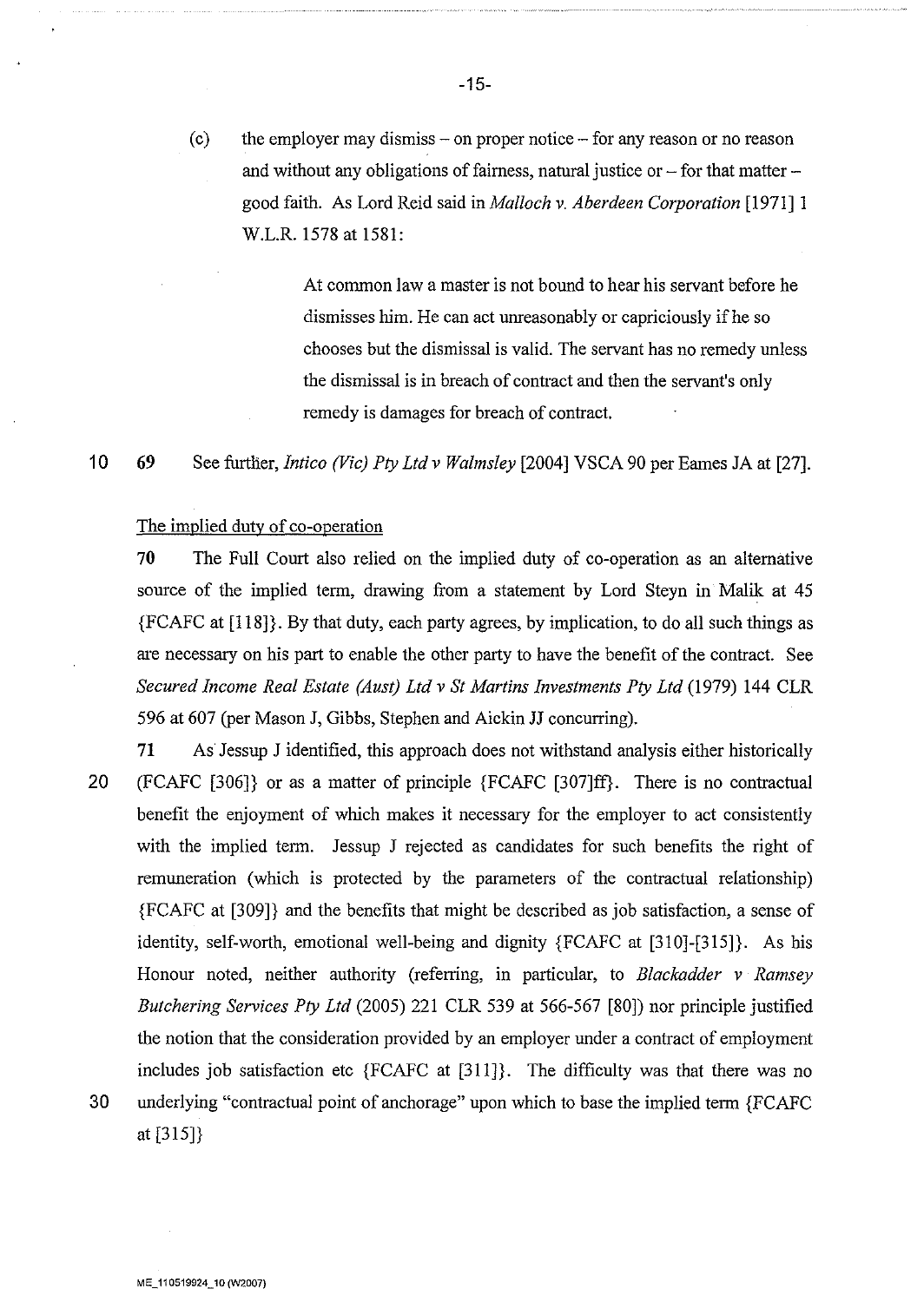(c) the employer may dismiss – on proper notice – for any reason or no reason and without any obligations of fairness, natural justice or – for that matter – good faith. As Lord Reid said in *Malloch v. Aberdeen Corporation* [1971] 1 W.L.R. 1578 at 1581:

> At common law a master is not bound to hear his servant before he dismisses him. He can act unreasonably or capriciously if he so chooses but the dismissal is valid. The servant has no remedy unless the dismissal is in breach of contract and then the servant's only remedy is damages for breach of contract.

69 See further, *Intico (Vic) Pty Ltd v Walmsley* [2004] VSCA 90 per Eames JA at [27].

The implied duty of co-operation

**70** The Full Court also relied on the implied duty of co-operation as an alternative source of the implied term, drawing from a statement by Lord Steyn in Malik at 45 {FCAFC at [118]}. By that duty, each party agrees, by implication, to do all such things as are necessary on his part to enable the other party to have the benefit of the contract. See *Secured Income Real Estate (Aust) Ltd v St Martins Investments Pty Ltd* (1979) 144 CLR 596 at 607 (per Mason J, Gibbs, Stephen and Aickin JJ concurring).

**71** As Jessup J identified, this approach does not withstand analysis either historically (FCAFC [306]} or as a matter of principle {FCAFC [307]ff}. There is no contractual benefit the enjoyment of which makes it necessary for the employer to act consistently with the implied term. Jessup J rejected as candidates for such benefits the right of remuneration (which is protected by the parameters of the contractual relationship) {FCAFC at [309]} and the benefits that might be described as job satisfaction, a sense of identity, self-worth, emotional well-being and dignity {FCAFC at [310]-[315]}. As his Honour noted, neither authority (referring, in particular, to *Blackadder v Ramsey Butchering Services Pty Ltd* (2005) 221 CLR 539 at 566-567 [80]) nor principle justified the notion that the consideration provided by an employer under a contract of employment includes job satisfaction etc {FCAFC at [311]}. The difficulty was that there was no underlying "contractual point of anchorage" upon which to base the implied term {FCAFC at [315]}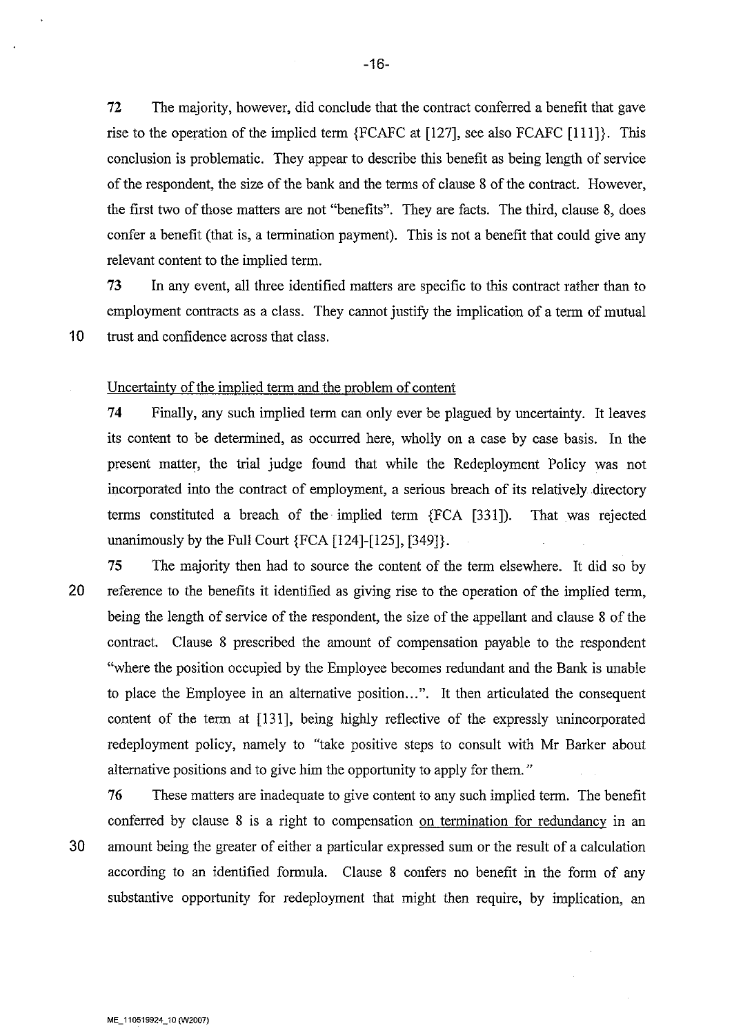72 The majority, however, did conclude that the contract conferred a benefit that gave rise to the operation of the implied term {FCAFC at [127], see also FCAFC [111]}. This conclusion is problematic. They appear to describe this benefit as being length of service of the respondent, the size of the bank and the terms of clause 8 of the contract. However, the first two of those matters are not "benefits". They are facts. The third, clause 8, does confer a benefit (that is, a termination payment). This is not a benefit that could give any relevant content to the implied term.

73 In any event, all three identified matters are specific to this contract rather than to employment contracts as a class. They cannot justify the implication of a term of mutual trust and confidence across that class.

Uncertainty of the implied term and the problem of content

74 Finally, any such implied term can only ever be plagued by uncertainty. It leaves its content to be determined, as occurred here, wholly on a case by case basis. In the present matter, the trial judge found that while the Redeployment Policy was not incorporated into the contract of employment, a serious breach of its relatively directory terms constituted a breach of the implied term {FCA [331]). That was rejected unanimously by the Full Court {FCA [124]-[125], [349]}.

75 The majority then had to source the content of the term elsewhere. It did so by reference to the benefits it identified as giving rise to the operation of the implied term, being the length of service of the respondent, the size of the appellant and clause 8 of the contract. Clause 8 prescribed the amount of compensation payable to the respondent "where the position occupied by the Employee becomes redundant and the Bank is unable to place the Employee in an alternative position...". It then articulated the consequent content of the term at [131], being highly reflective of the expressly unincorporated redeployment policy, namely to "take positive steps to consult with Mr Barker about alternative positions and to give him the opportunity to apply for them."

76 These matters are inadequate to give content to any such implied term. The benefit conferred by clause 8 is a right to compensation <u>on termination for redundancy</u> in an amount being the greater of either a particular expressed sum or the result of a calculation according to an identified formula. Clause 8 confers no benefit in the form of any substantive opportunity for redeployment that might then require, by implication, an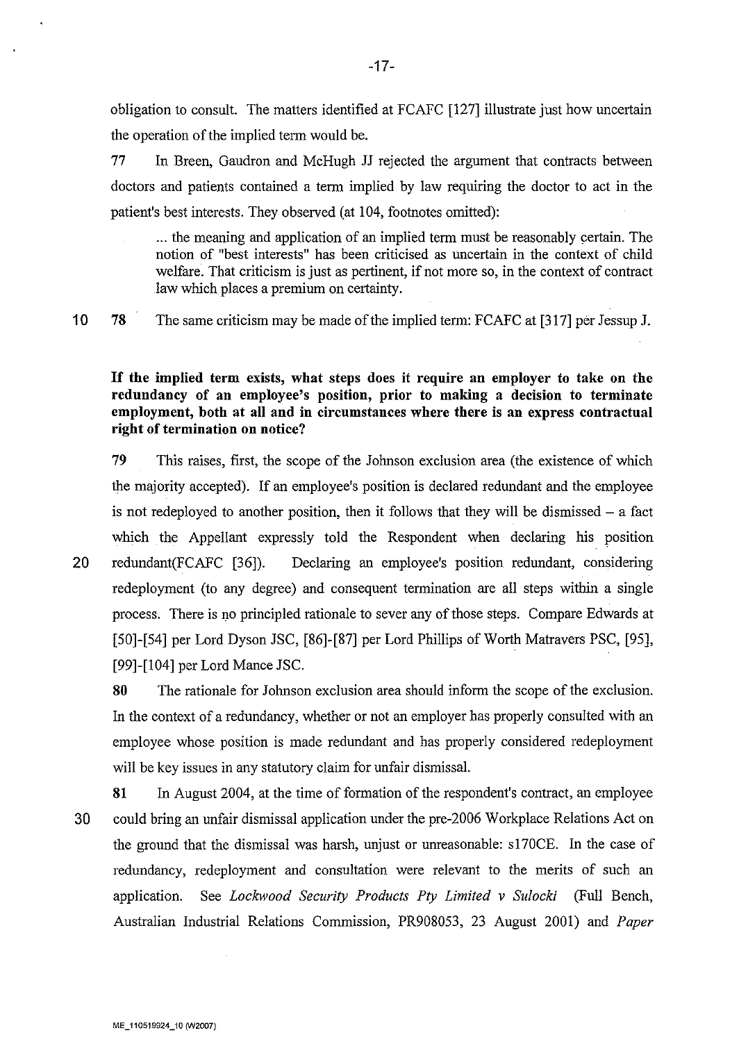obligation to consult. The matters identified at FCAFC [127] illustrate just how uncertain the operation of the implied term would be.

77 In Breen, Gaudron and McHugh JJ rejected the argument that contracts between doctors and patients contained a term implied by law requiring the doctor to act in the patient's best interests. They observed (at 104, footnotes omitted):

> ... the meaning and application of an implied term must be reasonably certain. The notion of "best interests" has been criticised as uncertain in the context of child welfare. That criticism is just as pertinent, if not more so, in the context of contract law which places a premium on certainty.

78 The same criticism may be made of the implied term: FCAFC at [317] per Jessup J.

**If the implied term exists, what steps does it require an employer to take on the redundancy of an employee's position, prior to making a decision to terminate employment, both at all and in circumstances where there is an express contractual right of termination on notice?**

79 This raises, first, the scope of the Johnson exclusion area (the existence of which the majority accepted). If an employee's position is declared redundant and the employee is not redeployed to another position, then it follows that they will be dismissed – a fact which the Appellant expressly told the Respondent when declaring his position redundant(FCAFC [36]). Declaring an employee's position redundant, considering redeployment (to any degree) and consequent termination are all steps within a single process. There is no principled rationale to sever any of those steps. Compare Edwards at [50]-[54] per Lord Dyson JSC, [86]-[87] per Lord Phillips of Worth Matravers PSC, [95], [99]-[104] per Lord Mance JSC.

80 The rationale for Johnson exclusion area should inform the scope of the exclusion. In the context of a redundancy, whether or not an employer has properly consulted with an employee whose position is made redundant and has properly considered redeployment will be key issues in any statutory claim for unfair dismissal.

81 In August 2004, at the time of formation of the respondent's contract, an employee could bring an unfair dismissal application under the pre-2006 Workplace Relations Act on the ground that the dismissal was harsh, unjust or unreasonable: s170CE. In the case of redundancy, redeployment and consultation were relevant to the merits of such an application. See *Lockwood Security Products Pty Limited v Sulocki* (Full Bench, Australian Industrial Relations Commission, PR908053, 23 August 2001) and *Paper*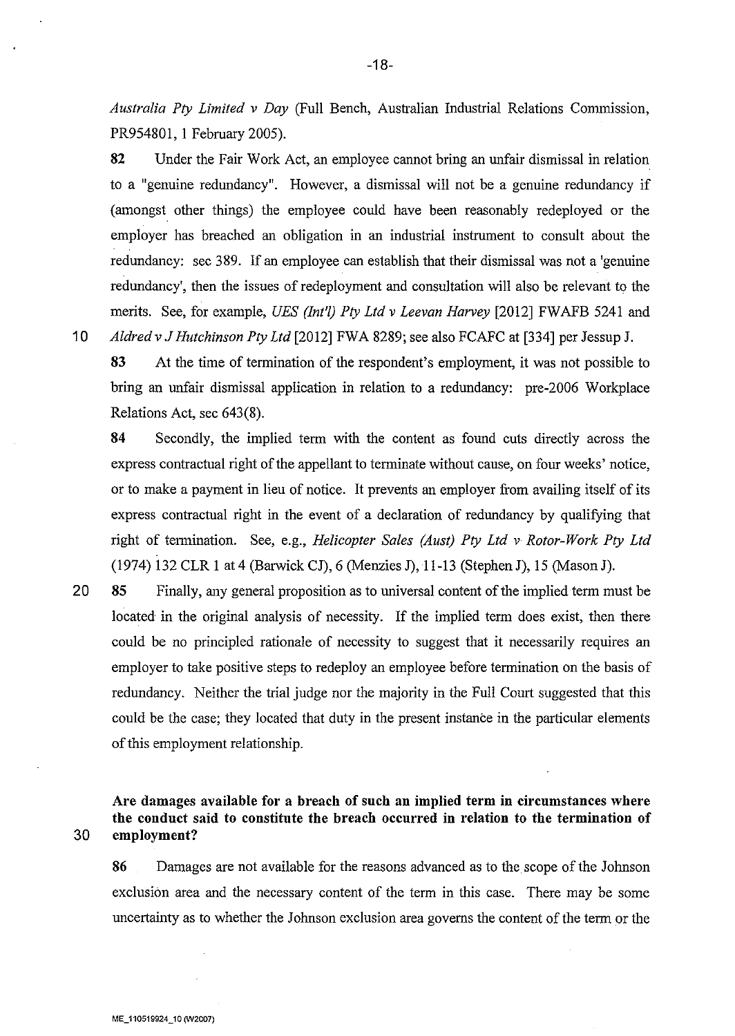*Australia Pty Limited v Day* (Full Bench, Australian Industrial Relations Commission, PR954801, 1 February 2005).

**82** Under the Fair Work Act, an employee cannot bring an unfair dismissal in relation to a "genuine redundancy". However, a dismissal will not be a genuine redundancy if (amongst other things) the employee could have been reasonably redeployed or the employer has breached an obligation in an industrial instrument to consult about the redundancy: sec 389. If an employee can establish that their dismissal was not a 'genuine redundancy', then the issues of redeployment and consultation will also be relevant to the merits. See, for example, *UES (Int'l) Pty Ltd v Leevan Harvey* [2012] FWAFB 5241 and *Aldred v J Hutchinson Pty Ltd* [2012] FWA 8289; see also FCAFC at [334] per Jessup J.

**83** At the time of termination of the respondent's employment, it was not possible to bring an unfair dismissal application in relation to a redundancy: pre-2006 Workplace Relations Act, sec 643(8).

**84** Secondly, the implied term with the content as found cuts directly across the express contractual right of the appellant to terminate without cause, on four weeks' notice, or to make a payment in lieu of notice. It prevents an employer from availing itself of its express contractual right in the event of a declaration of redundancy by qualifying that right of termination. See, e.g., *Helicopter Sales (Aust) Pty Ltd v Rotor-Work Pty Ltd* (1974) 132 CLR 1 at 4 (Barwick CJ), 6 (Menzies J), 11-13 (Stephen J), 15 (Mason J).

**85** Finally, any general proposition as to universal content of the implied term must be located in the original analysis of necessity. If the implied term does exist, then there could be no principled rationale of necessity to suggest that it necessarily requires an employer to take positive steps to redeploy an employee before termination on the basis of redundancy. Neither the trial judge nor the majority in the Full Court suggested that this could be the case; they located that duty in the present instance in the particular elements of this employment relationship.

### Are damages available for a breach of such an implied term in circumstances where the conduct said to constitute the breach occurred in relation to the termination of employment?

**86** Damages are not available for the reasons advanced as to the scope of the Johnson exclusion area and the necessary content of the term in this case. There may be some uncertainty as to whether the Johnson exclusion area governs the content of the term or the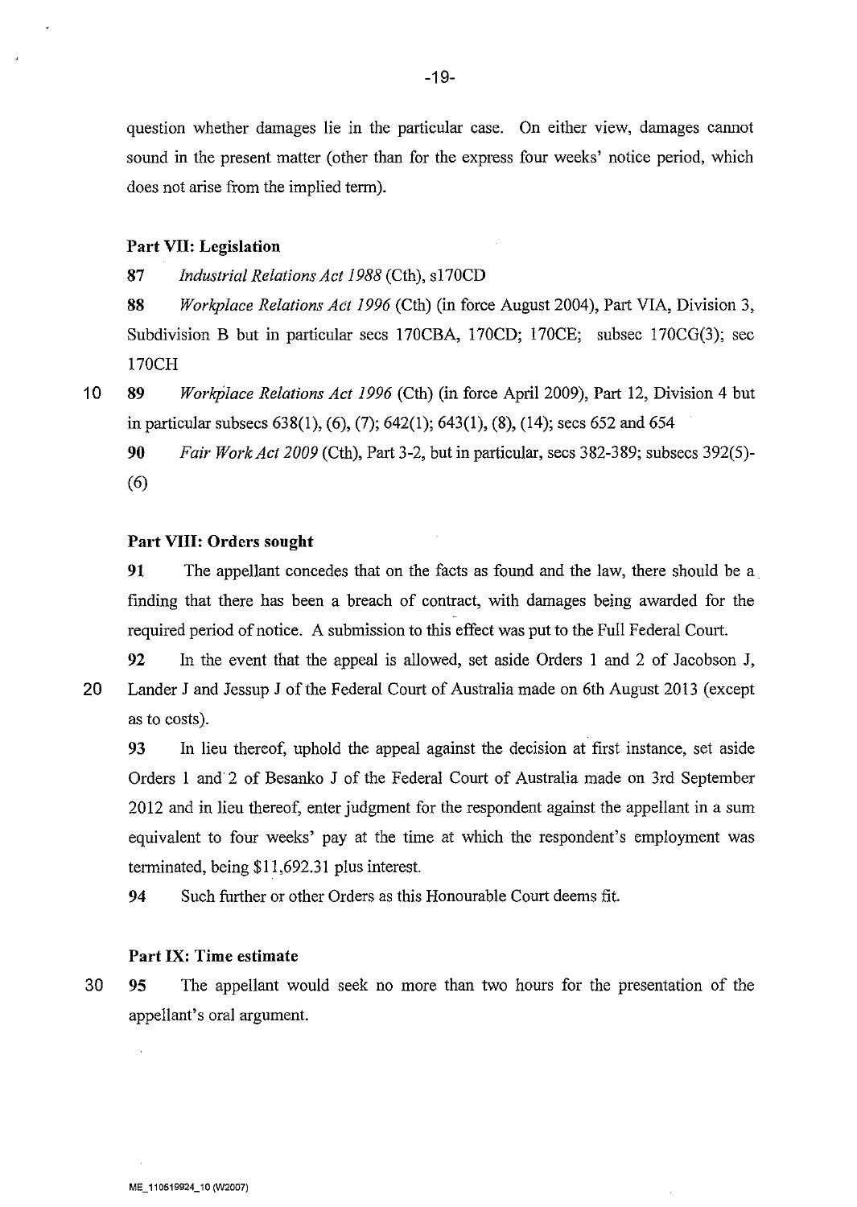question whether damages lie in the particular case. On either view, damages cannot sound in the present matter (other than for the express four weeks' notice period, which does not arise from the implied term).

**Part VII: Legislation**

**87** *Industrial Relations Act 1988* (Cth), s170CD

**88** *Workplace Relations Act 1996* (Cth) (in force August 2004), Part VIA, Division 3, Subdivision B but in particular secs 170CBA, 170CD; 170CE; subsec 170CG(3); sec 170CH

**89** *Workplace Relations Act 1996* (Cth) (in force April 2009), Part 12, Division 4 but in particular subsecs 638(1), (6), (7); 642(1); 643(1), (8), (14); secs 652 and 654

**90** *Fair Work Act 2009* (Cth), Part 3-2, but in particular, secs 382-389; subsecs 392(5)-(6)

**Part VIII: Orders sought**

**91** The appellant concedes that on the facts as found and the law, there should be a finding that there has been a breach of contract, with damages being awarded for the required period of notice. A submission to this effect was put to the Full Federal Court.

**92** In the event that the appeal is allowed, set aside Orders 1 and 2 of Jacobson J, Lander J and Jessup J of the Federal Court of Australia made on 6th August 2013 (except as to costs).

**93** In lieu thereof, uphold the appeal against the decision at first instance, set aside Orders 1 and 2 of Besanko J of the Federal Court of Australia made on 3rd September 2012 and in lieu thereof, enter judgment for the respondent against the appellant in a sum equivalent to four weeks' pay at the time at which the respondent's employment was terminated, being $11,692.31 plus interest.

**94** Such further or other Orders as this Honourable Court deems fit.

**Part IX: Time estimate**

**95** The appellant would seek no more than two hours for the presentation of the appellant's oral argument.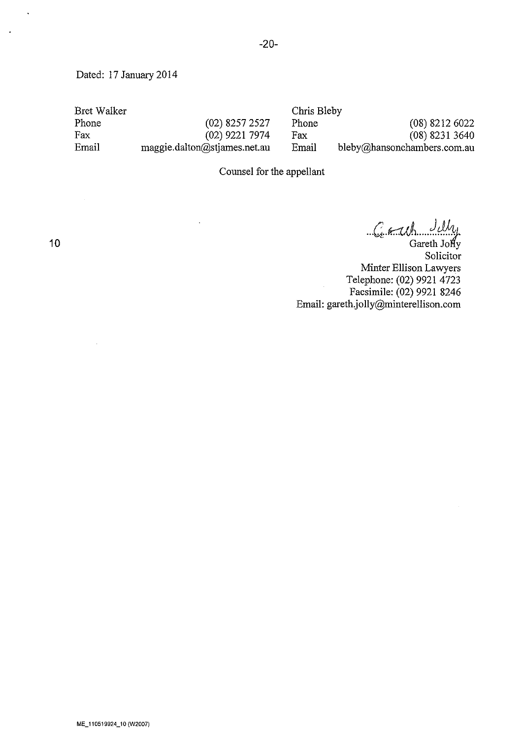Dated: 17 January 2014

| | | | |
|---|---|---|---|
| Bret Walker | | Chris Bleby | |
| Phone | (02) 8257 2527 | Phone | (08) 8212 6022 |
| Fax | (02) 9221 7974 | Fax | (08) 8231 3640 |
| Email | maggie.dalton@stjames.net.au | Email | bleby@hansonchambers.com.au |

Counsel for the appellant

Gareth Jolly
Solicitor
Minter Ellison Lawyers
Telephone: (02) 9921 4723
Facsimile: (02) 9921 8246
Email: gareth.jolly@minterellison.com

ME_110519924_10 (W2007)